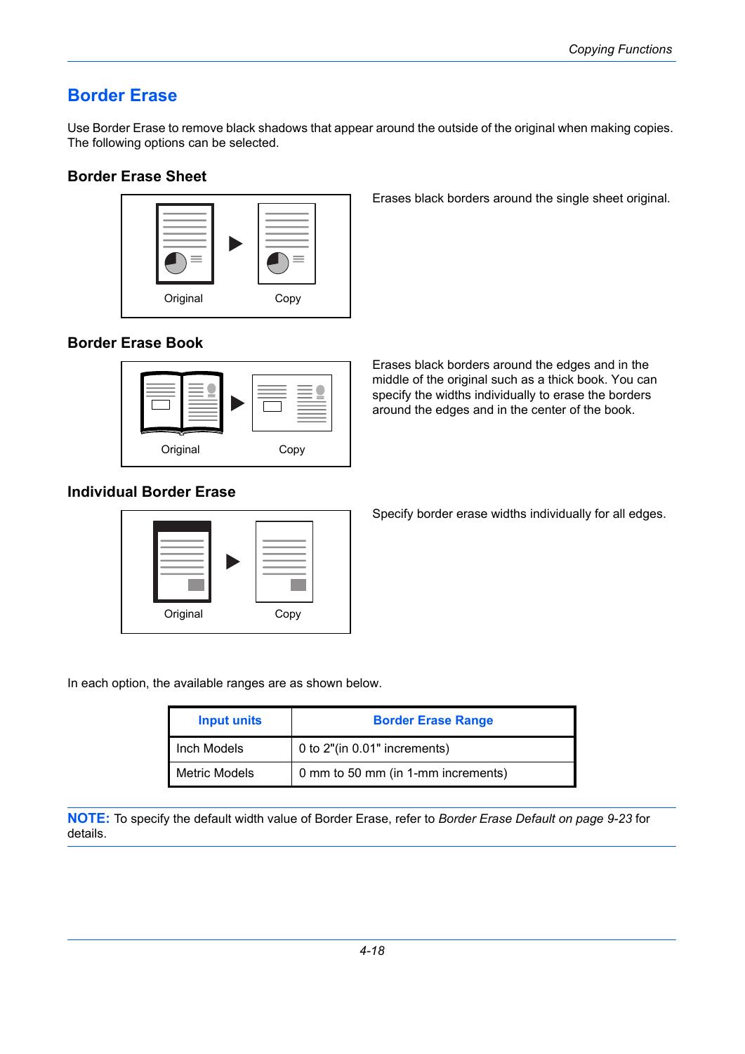## Border Erase

Use Border Erase to remove black shadows that appear around the outside of the original when making copies. The following options can be selected.

### Border Erase Sheet

Original Copy

Erases black borders around the single sheet original.

### Border Erase Book

Original Copy

Erases black borders around the edges and in the middle of the original such as a thick book. You can specify the widths individually to erase the borders around the edges and in the center of the book.

### Individual Border Erase

Original Copy

Specify border erase widths individually for all edges.

In each option, the available ranges are as shown below.

| Input units | Border Erase Range |
| --- | --- |
| Inch Models | 0 to 2"(in 0.01" increments) |
| Metric Models | 0 mm to 50 mm (in 1-mm increments) |

**NOTE:** To specify the default width value of Border Erase, refer to *Border Erase Default on page 9-23* for details.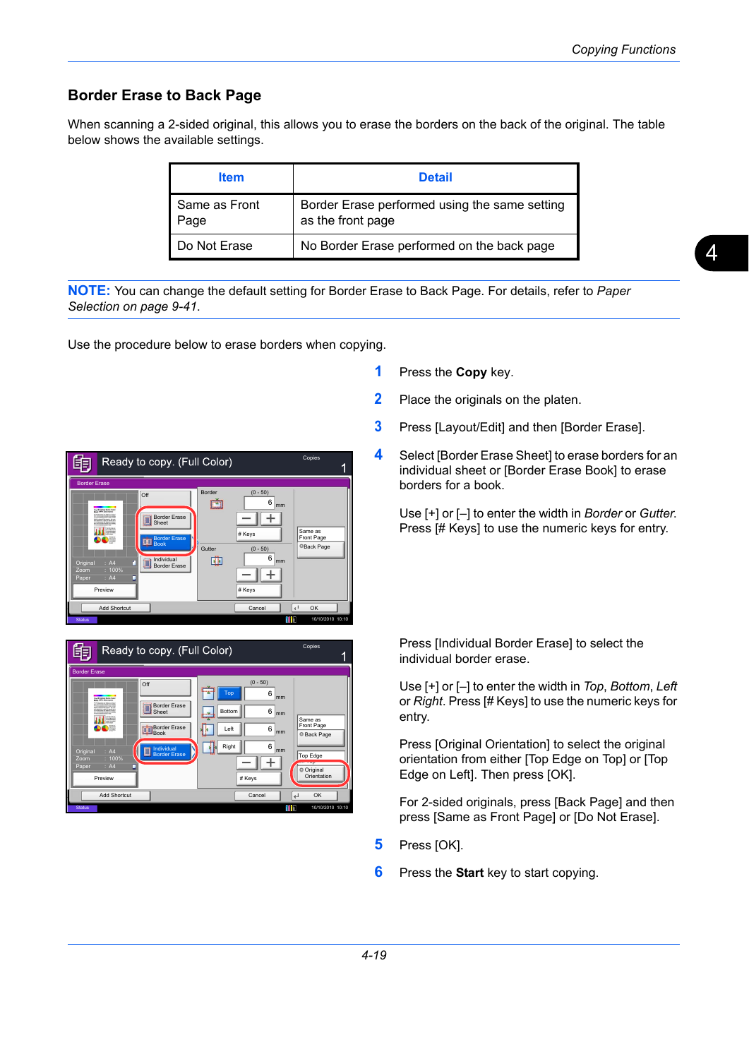## Border Erase to Back Page

When scanning a 2-sided original, this allows you to erase the borders on the back of the original. The table below shows the available settings.

| Item | Detail |
|---|---|
| Same as Front Page | Border Erase performed using the same setting as the front page |
| Do Not Erase | No Border Erase performed on the back page |

**NOTE:** You can change the default setting for Border Erase to Back Page. For details, refer to *Paper Selection on page 9-41*.

Use the procedure below to erase borders when copying.

1. Press the **Copy** key.
2. Place the originals on the platen.
3. Press [Layout/Edit] and then [Border Erase].
4. Select [Border Erase Sheet] to erase borders for an individual sheet or [Border Erase Book] to erase borders for a book.

   Use [+] or [–] to enter the width in *Border* or *Gutter*. Press [# Keys] to use the numeric keys for entry.

   Press [Individual Border Erase] to select the individual border erase.

   Use [+] or [–] to enter the width in *Top*, *Bottom*, *Left* or *Right*. Press [# Keys] to use the numeric keys for entry.

   Press [Original Orientation] to select the original orientation from either [Top Edge on Top] or [Top Edge on Left]. Then press [OK].

   For 2-sided originals, press [Back Page] and then press [Same as Front Page] or [Do Not Erase].
5. Press [OK].
6. Press the **Start** key to start copying.